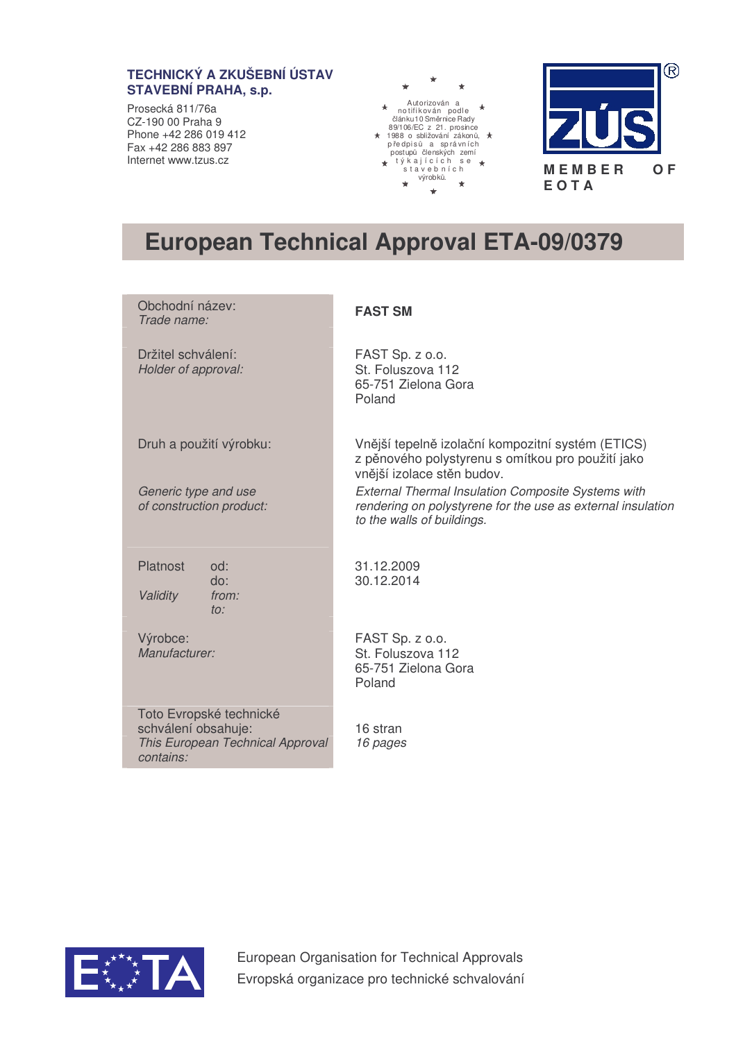**TECHNICKÝ A ZKUŠEBNÍ ÚSTAV STAVEBNÍ PRAHA, s.p.**

Prosecká 811/76a
CZ-190 00 Praha 9
Phone +42 286 019 412
Fax +42 286 883 897
Internet www.tzus.cz

Autorizován a notifikován podle článku 10 Směrnice Rady 89/106/EC z 21. prosince 1988 o sbližování zákonů, předpisů a správních postupů členských zemí týkajících se stavebních výrobků.

ZÚS®

MEMBER OF EOTA

# European Technical Approval ETA-09/0379

| | |
|---|---|
| Obchodní název:<br>*Trade name:* | **FAST SM** |
| Držitel schválení:<br>*Holder of approval:* | FAST Sp. z o.o.<br>St. Foluszova 112<br>65-751 Zielona Gora<br>Poland |
| Druh a použití výrobku:<br><br>*Generic type and use of construction product:* | Vnější tepelně izolační kompozitní systém (ETICS) z pěnového polystyrenu s omítkou pro použití jako vnější izolace stěn budov.<br>*External Thermal Insulation Composite Systems with rendering on polystyrene for the use as external insulation to the walls of buildings.* |
| Platnost od:<br>do:<br>*Validity from:*<br>*to:* | 31.12.2009<br>30.12.2014 |
| Výrobce:<br>*Manufacturer:* | FAST Sp. z o.o.<br>St. Foluszova 112<br>65-751 Zielona Gora<br>Poland |
| Toto Evropské technické schválení obsahuje:<br>*This European Technical Approval contains:* | 16 stran<br>*16 pages* |

EOTA

European Organisation for Technical Approvals
Evropská organizace pro technické schvalování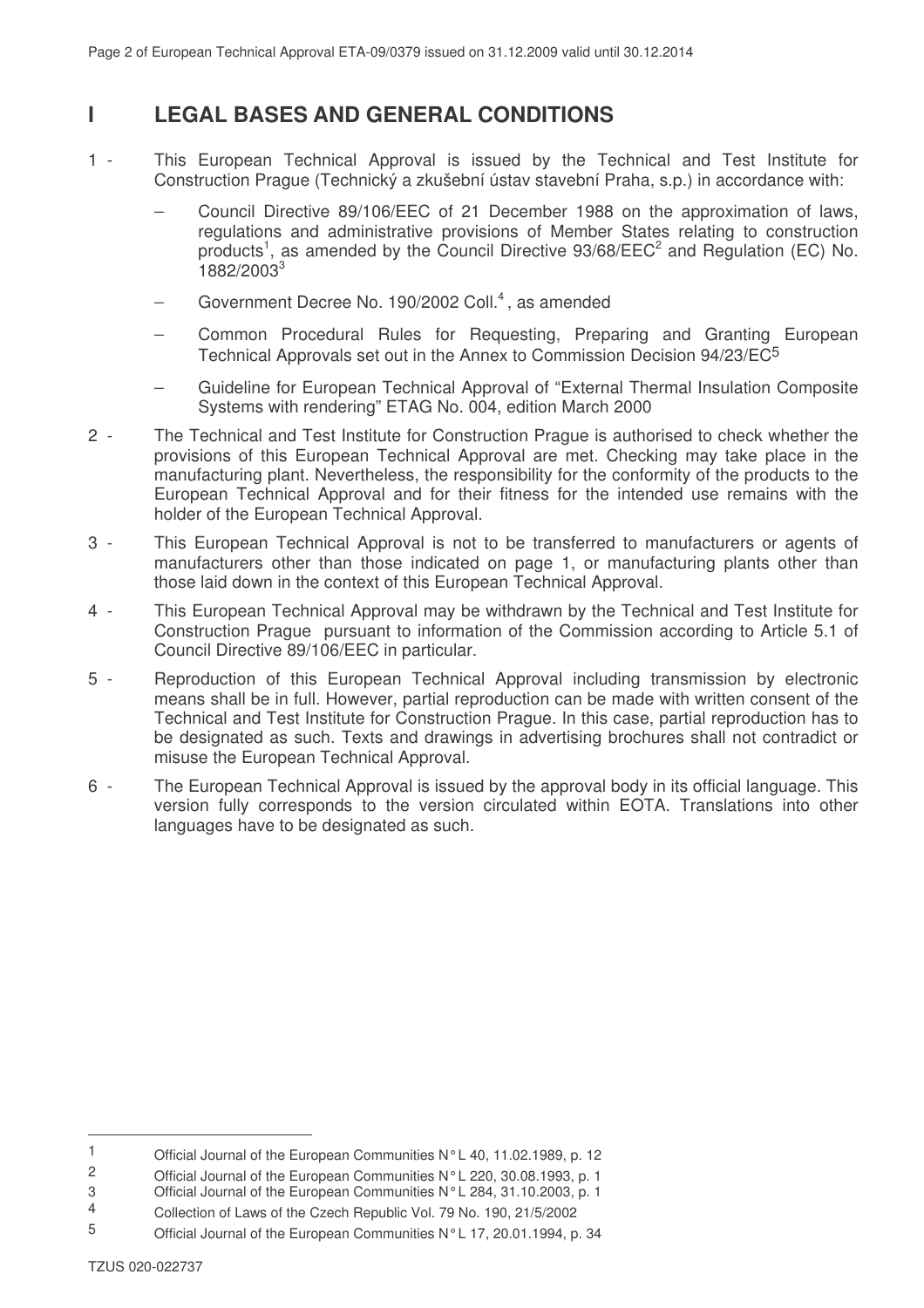# I LEGAL BASES AND GENERAL CONDITIONS

1 - This European Technical Approval is issued by the Technical and Test Institute for Construction Prague (Technický a zkušební ústav stavební Praha, s.p.) in accordance with:

   - Council Directive 89/106/EEC of 21 December 1988 on the approximation of laws, regulations and administrative provisions of Member States relating to construction products[1], as amended by the Council Directive 93/68/EEC[2] and Regulation (EC) No. 1882/2003[3]
   - Government Decree No. 190/2002 Coll.[4], as amended
   - Common Procedural Rules for Requesting, Preparing and Granting European Technical Approvals set out in the Annex to Commission Decision 94/23/EC[5]
   - Guideline for European Technical Approval of "External Thermal Insulation Composite Systems with rendering" ETAG No. 004, edition March 2000

2 - The Technical and Test Institute for Construction Prague is authorised to check whether the provisions of this European Technical Approval are met. Checking may take place in the manufacturing plant. Nevertheless, the responsibility for the conformity of the products to the European Technical Approval and for their fitness for the intended use remains with the holder of the European Technical Approval.

3 - This European Technical Approval is not to be transferred to manufacturers or agents of manufacturers other than those indicated on page 1, or manufacturing plants other than those laid down in the context of this European Technical Approval.

4 - This European Technical Approval may be withdrawn by the Technical and Test Institute for Construction Prague pursuant to information of the Commission according to Article 5.1 of Council Directive 89/106/EEC in particular.

5 - Reproduction of this European Technical Approval including transmission by electronic means shall be in full. However, partial reproduction can be made with written consent of the Technical and Test Institute for Construction Prague. In this case, partial reproduction has to be designated as such. Texts and drawings in advertising brochures shall not contradict or misuse the European Technical Approval.

6 - The European Technical Approval is issued by the approval body in its official language. This version fully corresponds to the version circulated within EOTA. Translations into other languages have to be designated as such.

---

1 Official Journal of the European Communities N° L 40, 11.02.1989, p. 12

2 Official Journal of the European Communities N° L 220, 30.08.1993, p. 1

3 Official Journal of the European Communities N° L 284, 31.10.2003, p. 1

4 Collection of Laws of the Czech Republic Vol. 79 No. 190, 21/5/2002

5 Official Journal of the European Communities N° L 17, 20.01.1994, p. 34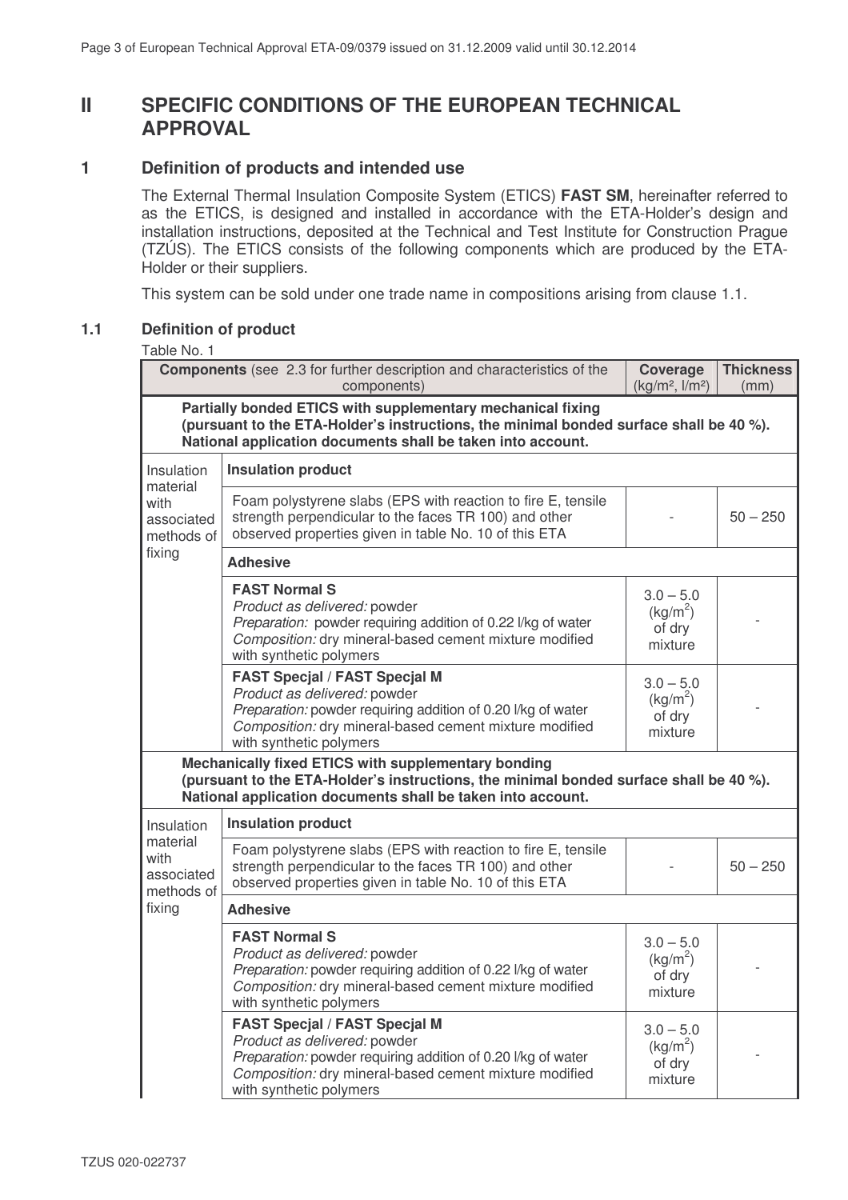# II SPECIFIC CONDITIONS OF THE EUROPEAN TECHNICAL APPROVAL

## 1 Definition of products and intended use

The External Thermal Insulation Composite System (ETICS) **FAST SM**, hereinafter referred to as the ETICS, is designed and installed in accordance with the ETA-Holder's design and installation instructions, deposited at the Technical and Test Institute for Construction Prague (TZÚS). The ETICS consists of the following components which are produced by the ETA-Holder or their suppliers.

This system can be sold under one trade name in compositions arising from clause 1.1.

### 1.1 Definition of product

Table No. 1

| **Components** (see 2.3 for further description and characteristics of the components) | | **Coverage** (kg/m², l/m²) | **Thickness** (mm) |
|---|---|---|---|
| **Partially bonded ETICS with supplementary mechanical fixing (pursuant to the ETA-Holder's instructions, the minimal bonded surface shall be 40 %). National application documents shall be taken into account.** | | | |
| Insulation material with associated methods of fixing | **Insulation product** | | |
| | Foam polystyrene slabs (EPS with reaction to fire E, tensile strength perpendicular to the faces TR 100) and other observed properties given in table No. 10 of this ETA | - | 50 – 250 |
| | **Adhesive** | | |
| | **FAST Normal S**<br>*Product as delivered:* powder<br>*Preparation:* powder requiring addition of 0.22 l/kg of water<br>*Composition:* dry mineral-based cement mixture modified with synthetic polymers | 3.0 – 5.0 (kg/m²) of dry mixture | - |
| | **FAST Specjal / FAST Specjal M**<br>*Product as delivered:* powder<br>*Preparation:* powder requiring addition of 0.20 l/kg of water<br>*Composition:* dry mineral-based cement mixture modified with synthetic polymers | 3.0 – 5.0 (kg/m²) of dry mixture | - |
| **Mechanically fixed ETICS with supplementary bonding (pursuant to the ETA-Holder's instructions, the minimal bonded surface shall be 40 %). National application documents shall be taken into account.** | | | |
| Insulation material with associated methods of fixing | **Insulation product** | | |
| | Foam polystyrene slabs (EPS with reaction to fire E, tensile strength perpendicular to the faces TR 100) and other observed properties given in table No. 10 of this ETA | - | 50 – 250 |
| | **Adhesive** | | |
| | **FAST Normal S**<br>*Product as delivered:* powder<br>*Preparation:* powder requiring addition of 0.22 l/kg of water<br>*Composition:* dry mineral-based cement mixture modified with synthetic polymers | 3.0 – 5.0 (kg/m²) of dry mixture | - |
| | **FAST Specjal / FAST Specjal M**<br>*Product as delivered:* powder<br>*Preparation:* powder requiring addition of 0.20 l/kg of water<br>*Composition:* dry mineral-based cement mixture modified with synthetic polymers | 3.0 – 5.0 (kg/m²) of dry mixture | - |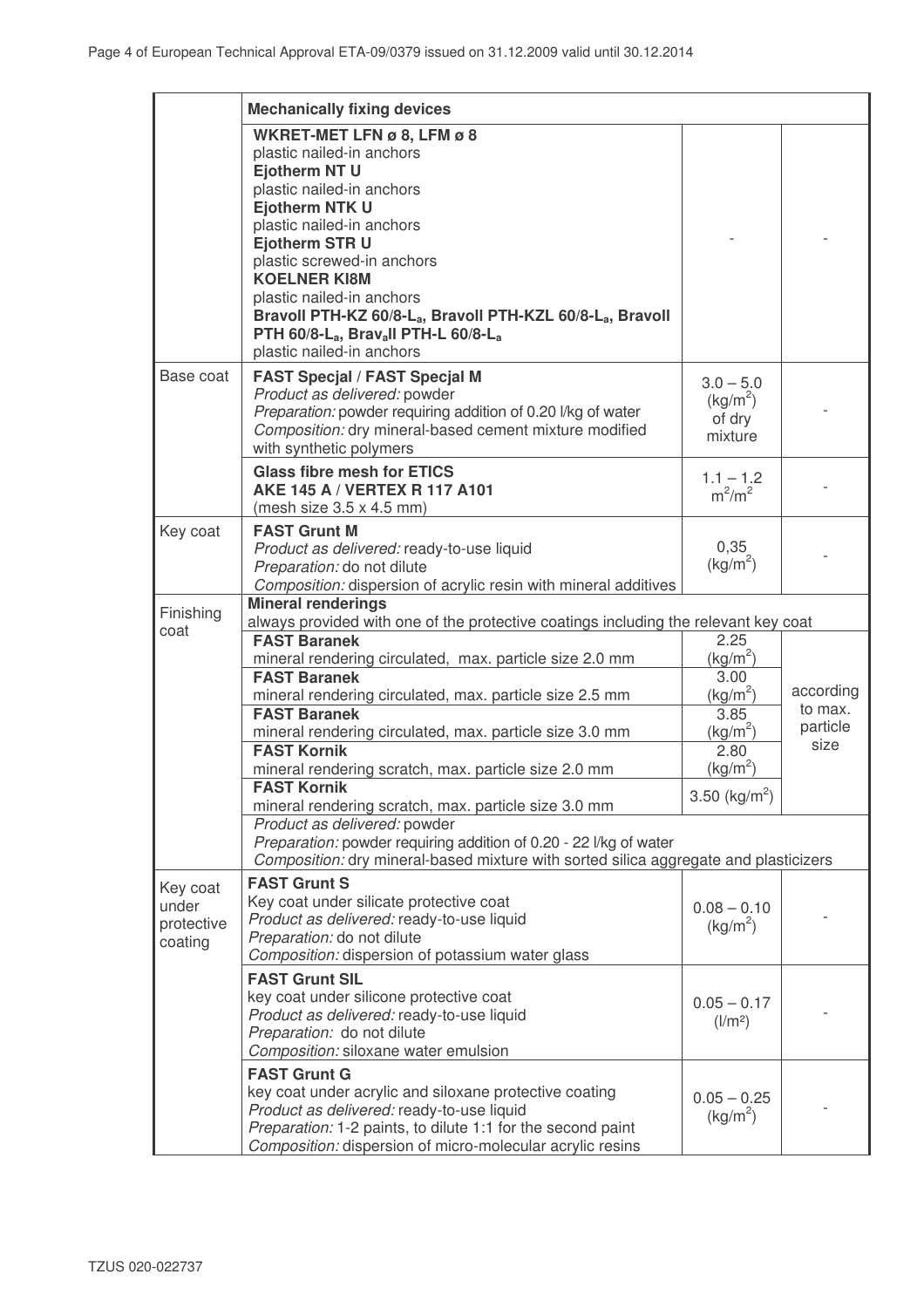| | Mechanically fixing devices | | |
|---|---|---|---|
| | **WKRET-MET LFN ø 8, LFM ø 8**<br>plastic nailed-in anchors<br>**Ejotherm NT U**<br>plastic nailed-in anchors<br>**Ejotherm NTK U**<br>plastic nailed-in anchors<br>**Ejotherm STR U**<br>plastic screwed-in anchors<br>**KOELNER KI8M**<br>plastic nailed-in anchors<br>**Bravoll PTH-KZ 60/8-$L_a$, Bravoll PTH-KZL 60/8-$L_a$, Bravoll PTH 60/8-$L_a$, Bravall PTH-L 60/8-$L_a$**<br>plastic nailed-in anchors | - | - |
| Base coat | **FAST Specjal / FAST Specjal M**<br>*Product as delivered:* powder<br>*Preparation:* powder requiring addition of 0.20 l/kg of water<br>*Composition:* dry mineral-based cement mixture modified with synthetic polymers | 3.0 – 5.0 (kg/m$^2$) of dry mixture | - |
| | **Glass fibre mesh for ETICS**<br>**AKE 145 A / VERTEX R 117 A101**<br>(mesh size 3.5 x 4.5 mm) | 1.1 – 1.2 m$^2$/m$^2$ | - |
| Key coat | **FAST Grunt M**<br>*Product as delivered:* ready-to-use liquid<br>*Preparation:* do not dilute<br>*Composition:* dispersion of acrylic resin with mineral additives | 0,35 (kg/m$^2$) | - |
| Finishing coat | **Mineral renderings**<br>always provided with one of the protective coatings including the relevant key coat | | |
| | **FAST Baranek**<br>mineral rendering circulated, max. particle size 2.0 mm | 2.25 (kg/m$^2$) | according to max. particle size |
| | **FAST Baranek**<br>mineral rendering circulated, max. particle size 2.5 mm | 3.00 (kg/m$^2$) | |
| | **FAST Baranek**<br>mineral rendering circulated, max. particle size 3.0 mm | 3.85 (kg/m$^2$) | |
| | **FAST Kornik**<br>mineral rendering scratch, max. particle size 2.0 mm | 2.80 (kg/m$^2$) | |
| | **FAST Kornik**<br>mineral rendering scratch, max. particle size 3.0 mm | 3.50 (kg/m$^2$) | |
| | *Product as delivered:* powder<br>*Preparation:* powder requiring addition of 0.20 - 22 l/kg of water<br>*Composition:* dry mineral-based mixture with sorted silica aggregate and plasticizers | | |
| Key coat under protective coating | **FAST Grunt S**<br>Key coat under silicate protective coat<br>*Product as delivered:* ready-to-use liquid<br>*Preparation:* do not dilute<br>*Composition:* dispersion of potassium water glass | 0.08 – 0.10 (kg/m$^2$) | - |
| | **FAST Grunt SIL**<br>key coat under silicone protective coat<br>*Product as delivered:* ready-to-use liquid<br>*Preparation:* do not dilute<br>*Composition:* siloxane water emulsion | 0.05 – 0.17 (l/m$^2$) | - |
| | **FAST Grunt G**<br>key coat under acrylic and siloxane protective coating<br>*Product as delivered:* ready-to-use liquid<br>*Preparation:* 1-2 paints, to dilute 1:1 for the second paint<br>*Composition:* dispersion of micro-molecular acrylic resins | 0.05 – 0.25 (kg/m$^2$) | - |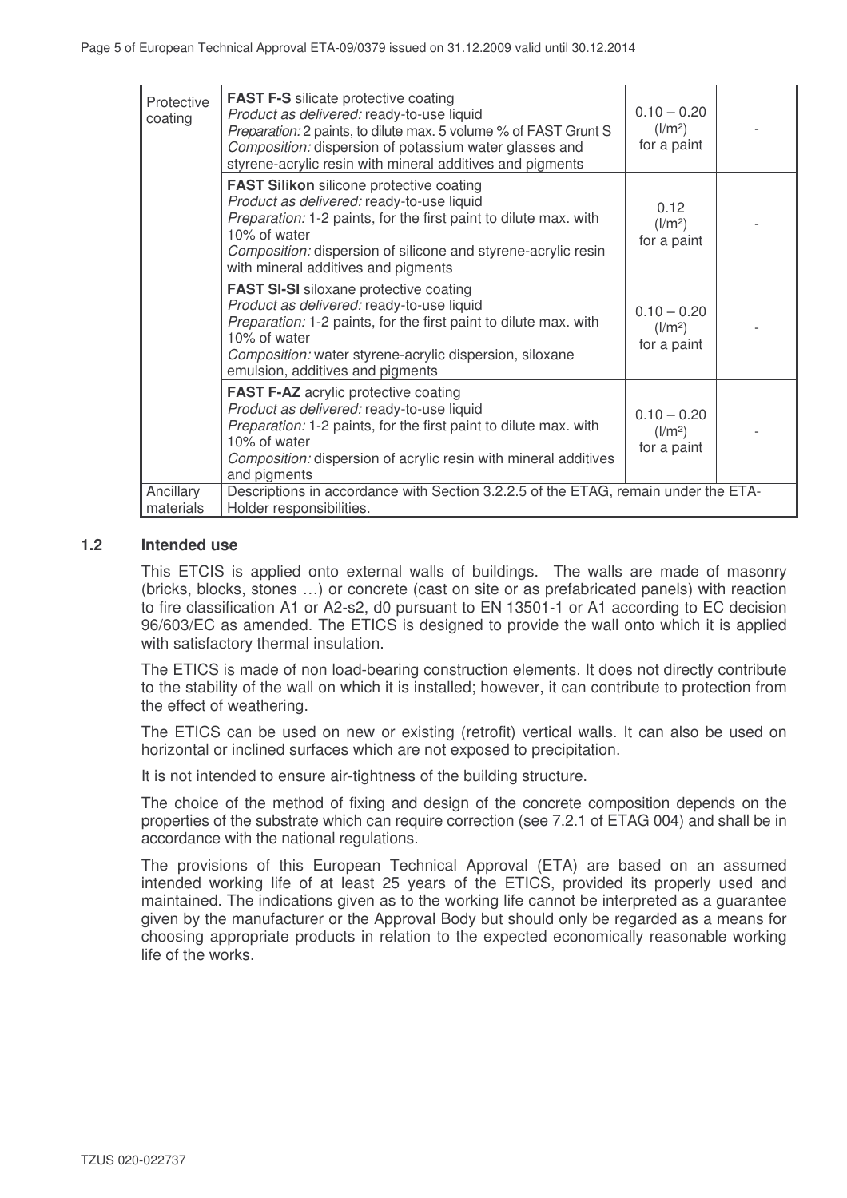| | | | |
|---|---|---|---|
| Protective coating | **FAST F-S** silicate protective coating<br>*Product as delivered:* ready-to-use liquid<br>*Preparation:* 2 paints, to dilute max. 5 volume % of FAST Grunt S<br>*Composition:* dispersion of potassium water glasses and styrene-acrylic resin with mineral additives and pigments | 0.10 – 0.20 (l/m²) for a paint | - |
| | **FAST Silikon** silicone protective coating<br>*Product as delivered:* ready-to-use liquid<br>*Preparation:* 1-2 paints, for the first paint to dilute max. with 10% of water<br>*Composition:* dispersion of silicone and styrene-acrylic resin with mineral additives and pigments | 0.12 (l/m²) for a paint | - |
| | **FAST SI-SI** siloxane protective coating<br>*Product as delivered:* ready-to-use liquid<br>*Preparation:* 1-2 paints, for the first paint to dilute max. with 10% of water<br>*Composition:* water styrene-acrylic dispersion, siloxane emulsion, additives and pigments | 0.10 – 0.20 (l/m²) for a paint | - |
| | **FAST F-AZ** acrylic protective coating<br>*Product as delivered:* ready-to-use liquid<br>*Preparation:* 1-2 paints, for the first paint to dilute max. with 10% of water<br>*Composition:* dispersion of acrylic resin with mineral additives and pigments | 0.10 – 0.20 (l/m²) for a paint | - |
| Ancillary materials | Descriptions in accordance with Section 3.2.2.5 of the ETAG, remain under the ETA-Holder responsibilities. | | |

### 1.2 Intended use

This ETCIS is applied onto external walls of buildings. The walls are made of masonry (bricks, blocks, stones …) or concrete (cast on site or as prefabricated panels) with reaction to fire classification A1 or A2-s2, d0 pursuant to EN 13501-1 or A1 according to EC decision 96/603/EC as amended. The ETICS is designed to provide the wall onto which it is applied with satisfactory thermal insulation.

The ETICS is made of non load-bearing construction elements. It does not directly contribute to the stability of the wall on which it is installed; however, it can contribute to protection from the effect of weathering.

The ETICS can be used on new or existing (retrofit) vertical walls. It can also be used on horizontal or inclined surfaces which are not exposed to precipitation.

It is not intended to ensure air-tightness of the building structure.

The choice of the method of fixing and design of the concrete composition depends on the properties of the substrate which can require correction (see 7.2.1 of ETAG 004) and shall be in accordance with the national regulations.

The provisions of this European Technical Approval (ETA) are based on an assumed intended working life of at least 25 years of the ETICS, provided its properly used and maintained. The indications given as to the working life cannot be interpreted as a guarantee given by the manufacturer or the Approval Body but should only be regarded as a means for choosing appropriate products in relation to the expected economically reasonable working life of the works.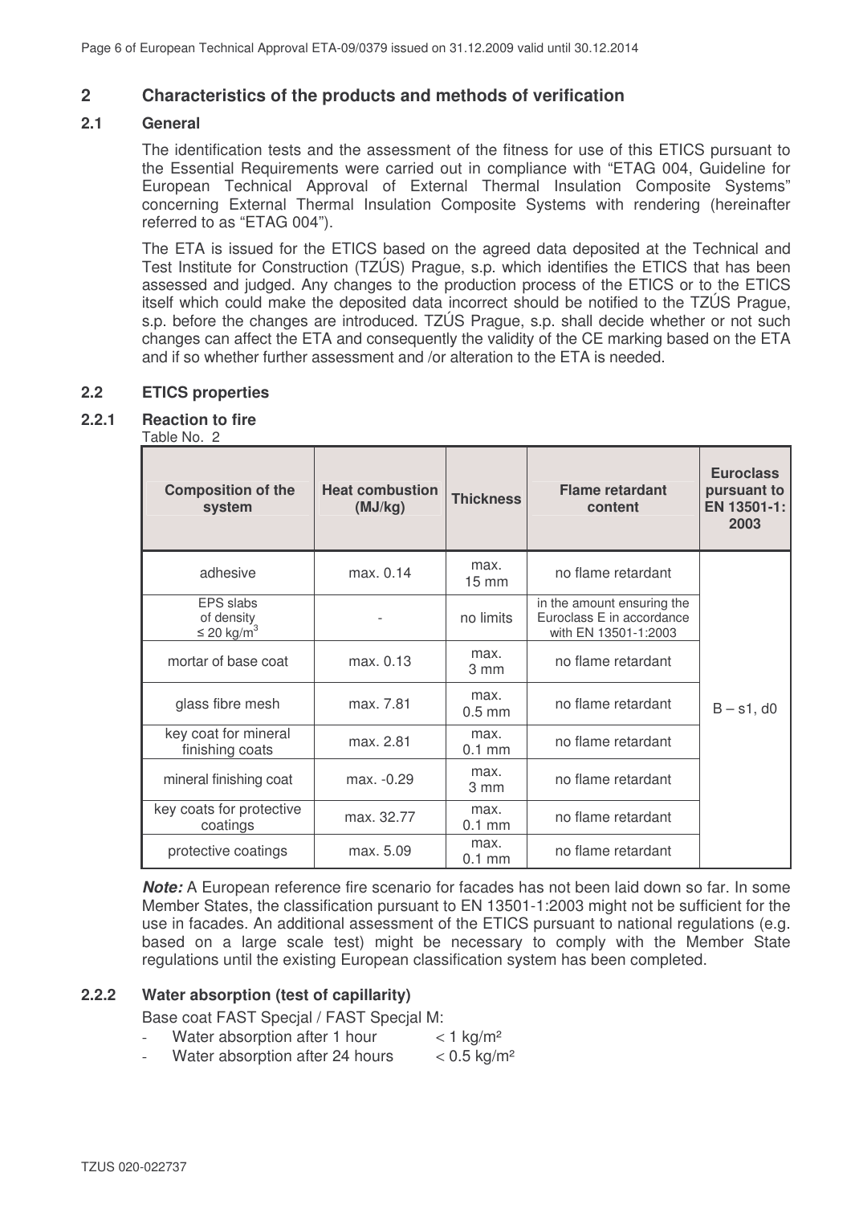## 2 Characteristics of the products and methods of verification

### 2.1 General

The identification tests and the assessment of the fitness for use of this ETICS pursuant to the Essential Requirements were carried out in compliance with "ETAG 004, Guideline for European Technical Approval of External Thermal Insulation Composite Systems" concerning External Thermal Insulation Composite Systems with rendering (hereinafter referred to as "ETAG 004").

The ETA is issued for the ETICS based on the agreed data deposited at the Technical and Test Institute for Construction (TZÚS) Prague, s.p. which identifies the ETICS that has been assessed and judged. Any changes to the production process of the ETICS or to the ETICS itself which could make the deposited data incorrect should be notified to the TZÚS Prague, s.p. before the changes are introduced. TZÚS Prague, s.p. shall decide whether or not such changes can affect the ETA and consequently the validity of the CE marking based on the ETA and if so whether further assessment and /or alteration to the ETA is needed.

### 2.2 ETICS properties

#### 2.2.1 Reaction to fire

Table No. 2

| Composition of the system | Heat combustion (MJ/kg) | Thickness | Flame retardant content | Euroclass pursuant to EN 13501-1: 2003 |
|---|---|---|---|---|
| adhesive | max. 0.14 | max. 15 mm | no flame retardant | B – s1, d0 |
| EPS slabs of density ≤ 20 kg/m$^3$ | - | no limits | in the amount ensuring the Euroclass E in accordance with EN 13501-1:2003 | |
| mortar of base coat | max. 0.13 | max. 3 mm | no flame retardant | |
| glass fibre mesh | max. 7.81 | max. 0.5 mm | no flame retardant | |
| key coat for mineral finishing coats | max. 2.81 | max. 0.1 mm | no flame retardant | |
| mineral finishing coat | max. -0.29 | max. 3 mm | no flame retardant | |
| key coats for protective coatings | max. 32.77 | max. 0.1 mm | no flame retardant | |
| protective coatings | max. 5.09 | max. 0.1 mm | no flame retardant | |

***Note:*** A European reference fire scenario for facades has not been laid down so far. In some Member States, the classification pursuant to EN 13501-1:2003 might not be sufficient for the use in facades. An additional assessment of the ETICS pursuant to national regulations (e.g. based on a large scale test) might be necessary to comply with the Member State regulations until the existing European classification system has been completed.

#### 2.2.2 Water absorption (test of capillarity)

Base coat FAST Specjal / FAST Specjal M:

- Water absorption after 1 hour < 1 kg/m²
- Water absorption after 24 hours < 0.5 kg/m²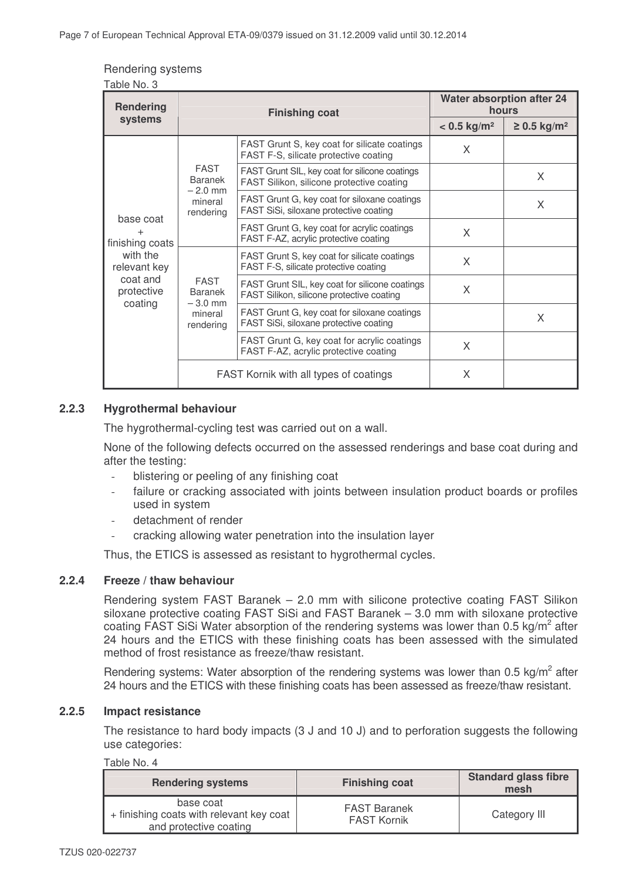Rendering systems

Table No. 3

| Rendering systems | Finishing coat | | Water absorption after 24 hours | |
|---|---|---|---|---|
| | | | < 0.5 kg/m² | ≥ 0.5 kg/m² |
| base coat + finishing coats with the relevant key coat and protective coating | FAST Baranek – 2.0 mm mineral rendering | FAST Grunt S, key coat for silicate coatings FAST F-S, silicate protective coating | X | |
| | | FAST Grunt SIL, key coat for silicone coatings FAST Silikon, silicone protective coating | | X |
| | | FAST Grunt G, key coat for siloxane coatings FAST SiSi, siloxane protective coating | | X |
| | | FAST Grunt G, key coat for acrylic coatings FAST F-AZ, acrylic protective coating | X | |
| | FAST Baranek – 3.0 mm mineral rendering | FAST Grunt S, key coat for silicate coatings FAST F-S, silicate protective coating | X | |
| | | FAST Grunt SIL, key coat for silicone coatings FAST Silikon, silicone protective coating | X | |
| | | FAST Grunt G, key coat for siloxane coatings FAST SiSi, siloxane protective coating | | X |
| | | FAST Grunt G, key coat for acrylic coatings FAST F-AZ, acrylic protective coating | X | |
| | FAST Kornik with all types of coatings | | X | |

### 2.2.3 Hygrothermal behaviour

The hygrothermal-cycling test was carried out on a wall.

None of the following defects occurred on the assessed renderings and base coat during and after the testing:

- blistering or peeling of any finishing coat
- failure or cracking associated with joints between insulation product boards or profiles used in system
- detachment of render
- cracking allowing water penetration into the insulation layer

Thus, the ETICS is assessed as resistant to hygrothermal cycles.

### 2.2.4 Freeze / thaw behaviour

Rendering system FAST Baranek – 2.0 mm with silicone protective coating FAST Silikon siloxane protective coating FAST SiSi and FAST Baranek – 3.0 mm with siloxane protective coating FAST SiSi Water absorption of the rendering systems was lower than 0.5 kg/m$^2$ after 24 hours and the ETICS with these finishing coats has been assessed with the simulated method of frost resistance as freeze/thaw resistant.

Rendering systems: Water absorption of the rendering systems was lower than 0.5 kg/m$^2$ after 24 hours and the ETICS with these finishing coats has been assessed as freeze/thaw resistant.

### 2.2.5 Impact resistance

The resistance to hard body impacts (3 J and 10 J) and to perforation suggests the following use categories:

Table No. 4

| Rendering systems | Finishing coat | Standard glass fibre mesh |
|---|---|---|
| base coat + finishing coats with relevant key coat and protective coating | FAST Baranek FAST Kornik | Category III |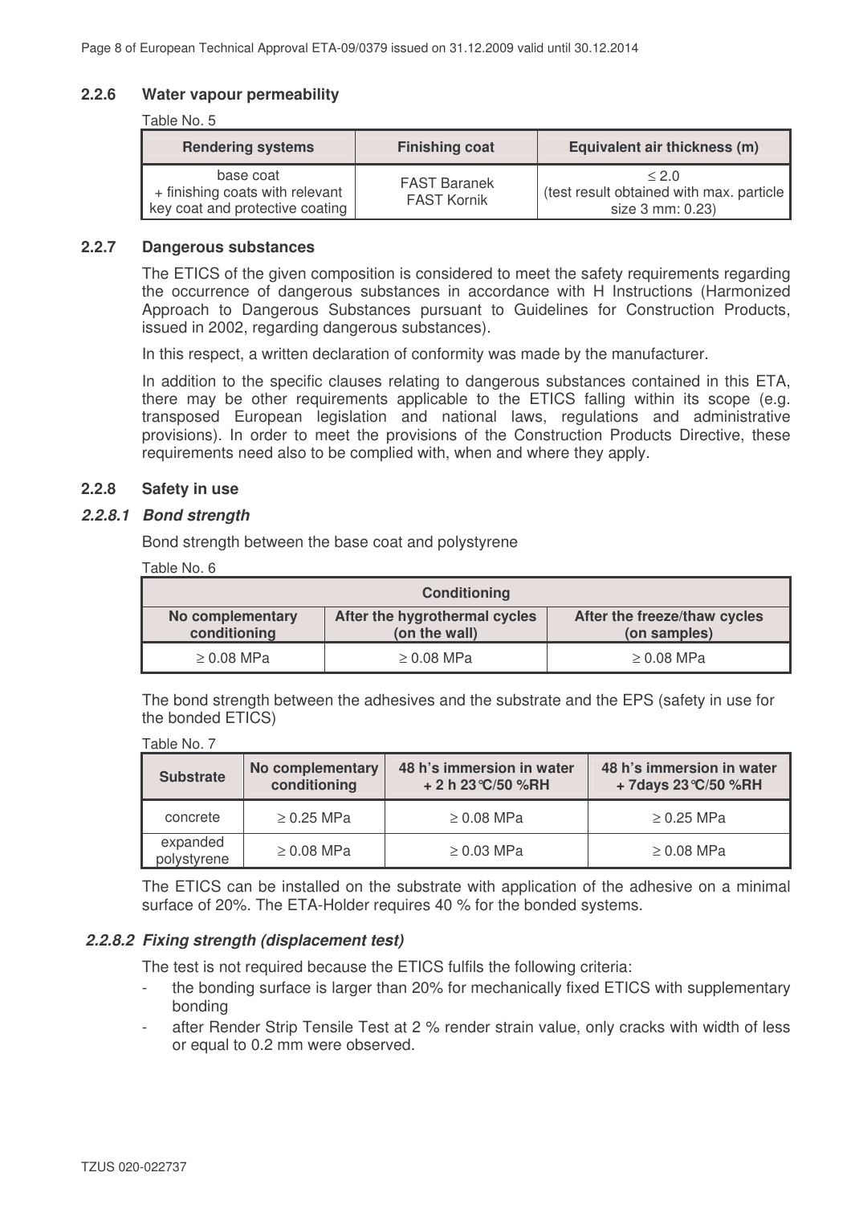### 2.2.6 Water vapour permeability

Table No. 5

| Rendering systems | Finishing coat | Equivalent air thickness (m) |
|---|---|---|
| base coat + finishing coats with relevant key coat and protective coating | FAST Baranek FAST Kornik | ≤ 2.0 (test result obtained with max. particle size 3 mm: 0.23) |

### 2.2.7 Dangerous substances

The ETICS of the given composition is considered to meet the safety requirements regarding the occurrence of dangerous substances in accordance with H Instructions (Harmonized Approach to Dangerous Substances pursuant to Guidelines for Construction Products, issued in 2002, regarding dangerous substances).

In this respect, a written declaration of conformity was made by the manufacturer.

In addition to the specific clauses relating to dangerous substances contained in this ETA, there may be other requirements applicable to the ETICS falling within its scope (e.g. transposed European legislation and national laws, regulations and administrative provisions). In order to meet the provisions of the Construction Products Directive, these requirements need also to be complied with, when and where they apply.

### 2.2.8 Safety in use

#### *2.2.8.1 Bond strength*

Bond strength between the base coat and polystyrene

Table No. 6

| Conditioning | | |
|---|---|---|
| **No complementary conditioning** | **After the hygrothermal cycles (on the wall)** | **After the freeze/thaw cycles (on samples)** |
| ≥ 0.08 MPa | ≥ 0.08 MPa | ≥ 0.08 MPa |

The bond strength between the adhesives and the substrate and the EPS (safety in use for the bonded ETICS)

Table No. 7

| Substrate | No complementary conditioning | 48 h's immersion in water + 2 h 23°C/50 %RH | 48 h's immersion in water + 7days 23°C/50 %RH |
|---|---|---|---|
| concrete | ≥ 0.25 MPa | ≥ 0.08 MPa | ≥ 0.25 MPa |
| expanded polystyrene | ≥ 0.08 MPa | ≥ 0.03 MPa | ≥ 0.08 MPa |

The ETICS can be installed on the substrate with application of the adhesive on a minimal surface of 20%. The ETA-Holder requires 40 % for the bonded systems.

#### *2.2.8.2 Fixing strength (displacement test)*

The test is not required because the ETICS fulfils the following criteria:

- the bonding surface is larger than 20% for mechanically fixed ETICS with supplementary bonding
- after Render Strip Tensile Test at 2 % render strain value, only cracks with width of less or equal to 0.2 mm were observed.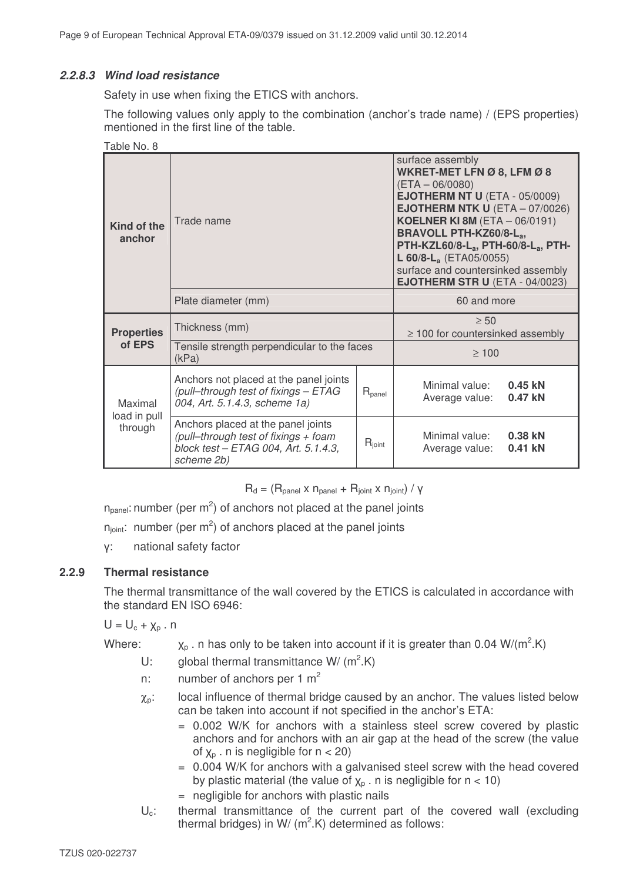#### 2.2.8.3 *Wind load resistance*

Safety in use when fixing the ETICS with anchors.

The following values only apply to the combination (anchor's trade name) / (EPS properties) mentioned in the first line of the table.

Table No. 8

| | | | |
|---|---|---|---|
| **Kind of the anchor** | Trade name | | surface assembly **WKRET-MET LFN Ø 8, LFM Ø 8** (ETA – 06/0080) **EJOTHERM NT U** (ETA - 05/0009) **EJOTHERM NTK U** (ETA – 07/0026) **KOELNER KI 8M** (ETA – 06/0191) **BRAVOLL PTH-KZ60/8-$L_a$, PTH-KZL60/8-$L_a$, PTH-60/8-$L_a$, PTH-L 60/8-$L_a$** (ETA05/0055) surface and countersinked assembly **EJOTHERM STR U** (ETA - 04/0023) |
| | Plate diameter (mm) | | 60 and more |
| **Properties of EPS** | Thickness (mm) | | ≥ 50<br>≥ 100 for countersinked assembly |
| | Tensile strength perpendicular to the faces (kPa) | | ≥ 100 |
| Maximal load in pull through | Anchors not placed at the panel joints *(pull–through test of fixings – ETAG 004, Art. 5.1.4.3, scheme 1a)* | $R_{panel}$ | Minimal value: **0.45 kN**<br>Average value: **0.47 kN** |
| | Anchors placed at the panel joints *(pull–through test of fixings + foam block test – ETAG 004, Art. 5.1.4.3, scheme 2b)* | $R_{joint}$ | Minimal value: **0.38 kN**<br>Average value: **0.41 kN** |

$$R_d = (R_{panel} \times n_{panel} + R_{joint} \times n_{joint}) / \gamma$$

$n_{panel}$: number (per $m^2$) of anchors not placed at the panel joints

$n_{joint}$: number (per $m^2$) of anchors placed at the panel joints

$\gamma$: national safety factor

### 2.2.9 Thermal resistance

The thermal transmittance of the wall covered by the ETICS is calculated in accordance with the standard EN ISO 6946:

$U = U_c + \chi_p \cdot n$

Where: $\chi_p \cdot n$ has only to be taken into account if it is greater than 0.04 W/($m^2$.K)

- $U$: global thermal transmittance W/ ($m^2$.K)
- $n$: number of anchors per 1 $m^2$
- $\chi_p$: local influence of thermal bridge caused by an anchor. The values listed below can be taken into account if not specified in the anchor's ETA:
  - = 0.002 W/K for anchors with a stainless steel screw covered by plastic anchors and for anchors with an air gap at the head of the screw (the value of $\chi_p \cdot n$ is negligible for $n < 20$)
  - = 0.004 W/K for anchors with a galvanised steel screw with the head covered by plastic material (the value of $\chi_p \cdot n$ is negligible for $n < 10$)
  - = negligible for anchors with plastic nails
- $U_c$: thermal transmittance of the current part of the covered wall (excluding thermal bridges) in W/ ($m^2$.K) determined as follows: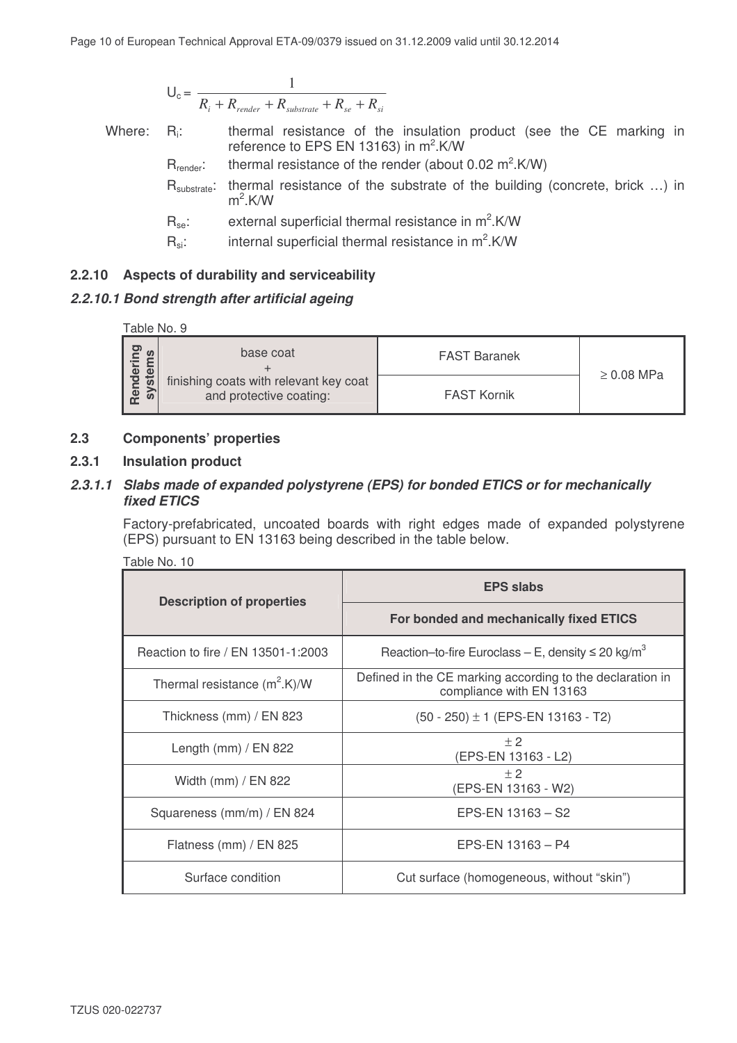$$U_c = \frac{1}{R_i + R_{render} + R_{substrate} + R_{se} + R_{si}}$$

Where:
- $R_i$: thermal resistance of the insulation product (see the CE marking in reference to EPS EN 13163) in $m^2.K/W$
- $R_{render}$: thermal resistance of the render (about 0.02 $m^2.K/W$)
- $R_{substrate}$: thermal resistance of the substrate of the building (concrete, brick …) in $m^2.K/W$
- $R_{se}$: external superficial thermal resistance in $m^2.K/W$
- $R_{si}$: internal superficial thermal resistance in $m^2.K/W$

### 2.2.10 Aspects of durability and serviceability

#### *2.2.10.1 Bond strength after artificial ageing*

Table No. 9

| Rendering systems | base coat + finishing coats with relevant key coat and protective coating: | FAST Baranek | ≥ 0.08 MPa |
|---|---|---|---|
| | | FAST Kornik | |

## 2.3 Components' properties

### 2.3.1 Insulation product

#### *2.3.1.1 Slabs made of expanded polystyrene (EPS) for bonded ETICS or for mechanically fixed ETICS*

Factory-prefabricated, uncoated boards with right edges made of expanded polystyrene (EPS) pursuant to EN 13163 being described in the table below.

Table No. 10

| Description of properties | EPS slabs |
|---|---|
| | **For bonded and mechanically fixed ETICS** |
| Reaction to fire / EN 13501-1:2003 | Reaction–to-fire Euroclass – E, density ≤ 20 kg/m$^3$ |
| Thermal resistance ($m^2$.K)/W | Defined in the CE marking according to the declaration in compliance with EN 13163 |
| Thickness (mm) / EN 823 | (50 - 250) ± 1 (EPS-EN 13163 - T2) |
| Length (mm) / EN 822 | ± 2 (EPS-EN 13163 - L2) |
| Width (mm) / EN 822 | ± 2 (EPS-EN 13163 - W2) |
| Squareness (mm/m) / EN 824 | EPS-EN 13163 – S2 |
| Flatness (mm) / EN 825 | EPS-EN 13163 – P4 |
| Surface condition | Cut surface (homogeneous, without "skin") |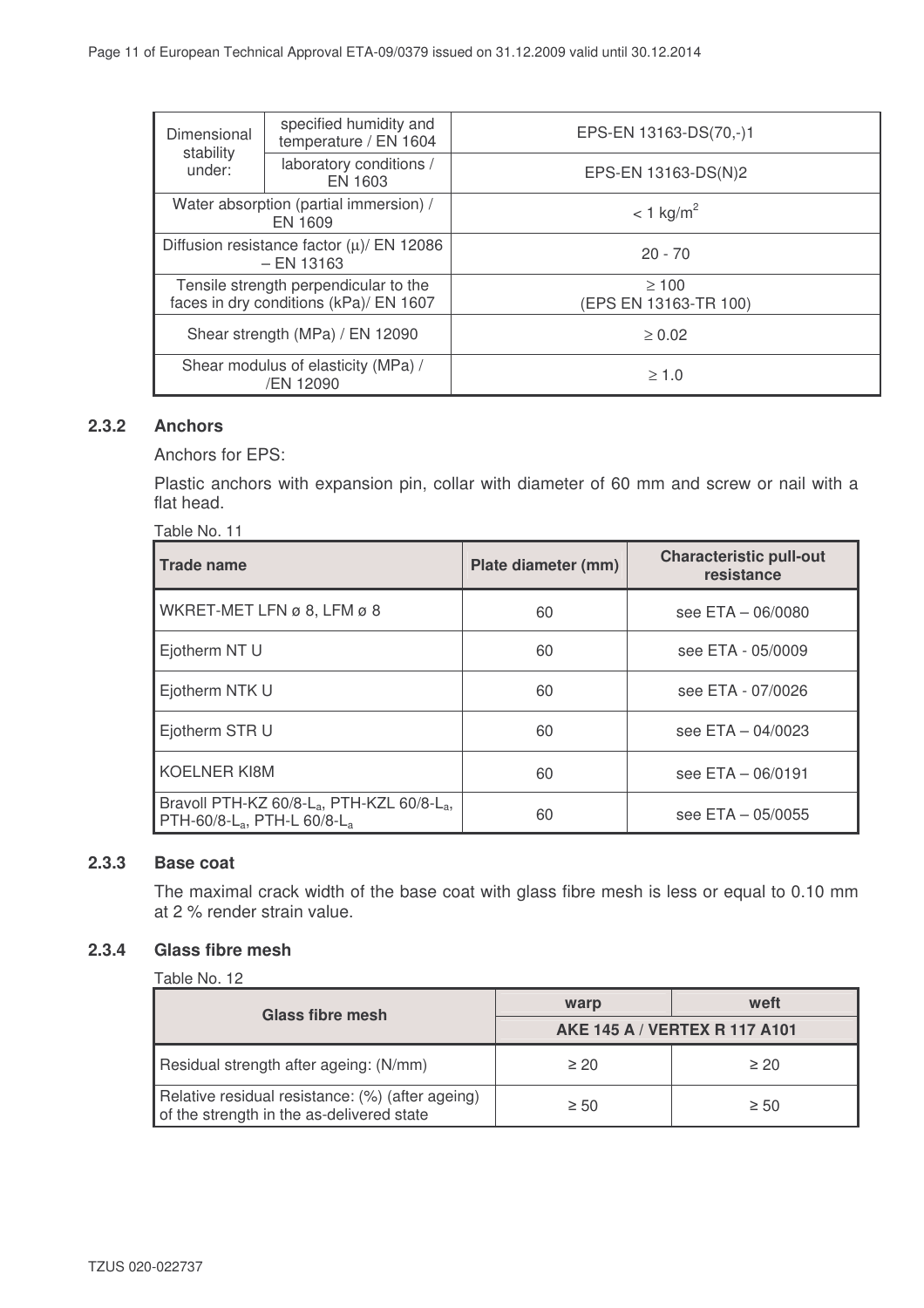| | | |
|---|---|---|
| Dimensional stability under: | specified humidity and temperature / EN 1604 | EPS-EN 13163-DS(70,-)1 |
| | laboratory conditions / EN 1603 | EPS-EN 13163-DS(N)2 |
| Water absorption (partial immersion) / EN 1609 | | < 1 kg/m$^2$ |
| Diffusion resistance factor (μ)/ EN 12086 – EN 13163 | | 20 - 70 |
| Tensile strength perpendicular to the faces in dry conditions (kPa)/ EN 1607 | | ≥ 100 (EPS EN 13163-TR 100) |
| Shear strength (MPa) / EN 12090 | | ≥ 0.02 |
| Shear modulus of elasticity (MPa) / /EN 12090 | | ≥ 1.0 |

### 2.3.2 Anchors

Anchors for EPS:

Plastic anchors with expansion pin, collar with diameter of 60 mm and screw or nail with a flat head.

Table No. 11

| Trade name | Plate diameter (mm) | Characteristic pull-out resistance |
|---|---|---|
| WKRET-MET LFN ø 8, LFM ø 8 | 60 | see ETA – 06/0080 |
| Ejotherm NT U | 60 | see ETA - 05/0009 |
| Ejotherm NTK U | 60 | see ETA - 07/0026 |
| Ejotherm STR U | 60 | see ETA – 04/0023 |
| KOELNER KI8M | 60 | see ETA – 06/0191 |
| Bravoll PTH-KZ 60/8-$L_a$, PTH-KZL 60/8-$L_a$, PTH-60/8-$L_a$, PTH-L 60/8-$L_a$ | 60 | see ETA – 05/0055 |

### 2.3.3 Base coat

The maximal crack width of the base coat with glass fibre mesh is less or equal to 0.10 mm at 2 % render strain value.

### 2.3.4 Glass fibre mesh

Table No. 12

| Glass fibre mesh | warp | weft |
|---|---|---|
| | AKE 145 A / VERTEX R 117 A101 | |
| Residual strength after ageing: (N/mm) | ≥ 20 | ≥ 20 |
| Relative residual resistance: (%) (after ageing) of the strength in the as-delivered state | ≥ 50 | ≥ 50 |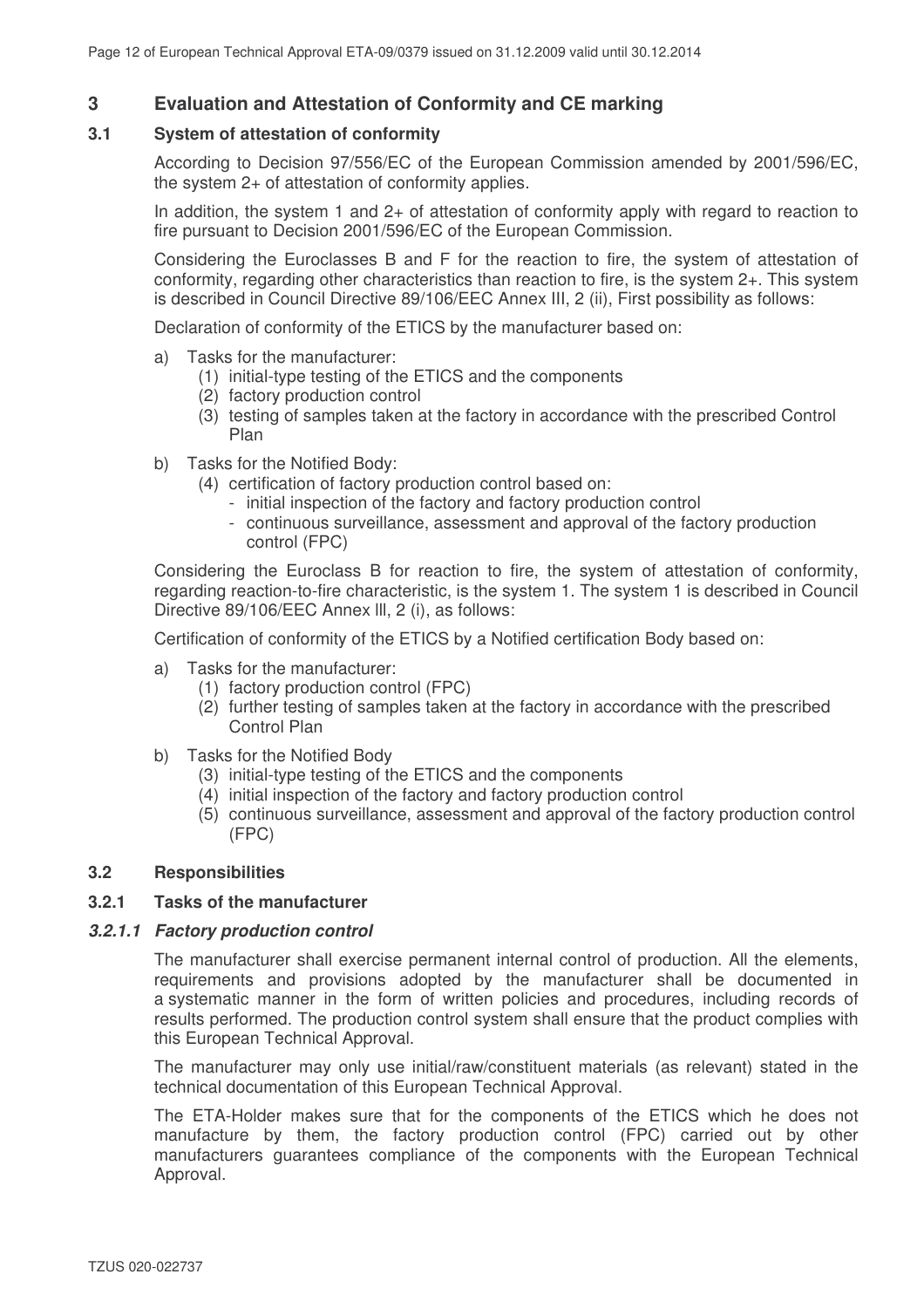# 3 Evaluation and Attestation of Conformity and CE marking

## 3.1 System of attestation of conformity

According to Decision 97/556/EC of the European Commission amended by 2001/596/EC, the system 2+ of attestation of conformity applies.

In addition, the system 1 and 2+ of attestation of conformity apply with regard to reaction to fire pursuant to Decision 2001/596/EC of the European Commission.

Considering the Euroclasses B and F for the reaction to fire, the system of attestation of conformity, regarding other characteristics than reaction to fire, is the system 2+. This system is described in Council Directive 89/106/EEC Annex III, 2 (ii), First possibility as follows:

Declaration of conformity of the ETICS by the manufacturer based on:

a) Tasks for the manufacturer:
   (1) initial-type testing of the ETICS and the components
   (2) factory production control
   (3) testing of samples taken at the factory in accordance with the prescribed Control Plan

b) Tasks for the Notified Body:
   (4) certification of factory production control based on:
   - initial inspection of the factory and factory production control
   - continuous surveillance, assessment and approval of the factory production control (FPC)

Considering the Euroclass B for reaction to fire, the system of attestation of conformity, regarding reaction-to-fire characteristic, is the system 1. The system 1 is described in Council Directive 89/106/EEC Annex lll, 2 (i), as follows:

Certification of conformity of the ETICS by a Notified certification Body based on:

a) Tasks for the manufacturer:
   (1) factory production control (FPC)
   (2) further testing of samples taken at the factory in accordance with the prescribed Control Plan

b) Tasks for the Notified Body
   (3) initial-type testing of the ETICS and the components
   (4) initial inspection of the factory and factory production control
   (5) continuous surveillance, assessment and approval of the factory production control (FPC)

## 3.2 Responsibilities

### 3.2.1 Tasks of the manufacturer

#### *3.2.1.1 Factory production control*

The manufacturer shall exercise permanent internal control of production. All the elements, requirements and provisions adopted by the manufacturer shall be documented in a systematic manner in the form of written policies and procedures, including records of results performed. The production control system shall ensure that the product complies with this European Technical Approval.

The manufacturer may only use initial/raw/constituent materials (as relevant) stated in the technical documentation of this European Technical Approval.

The ETA-Holder makes sure that for the components of the ETICS which he does not manufacture by them, the factory production control (FPC) carried out by other manufacturers guarantees compliance of the components with the European Technical Approval.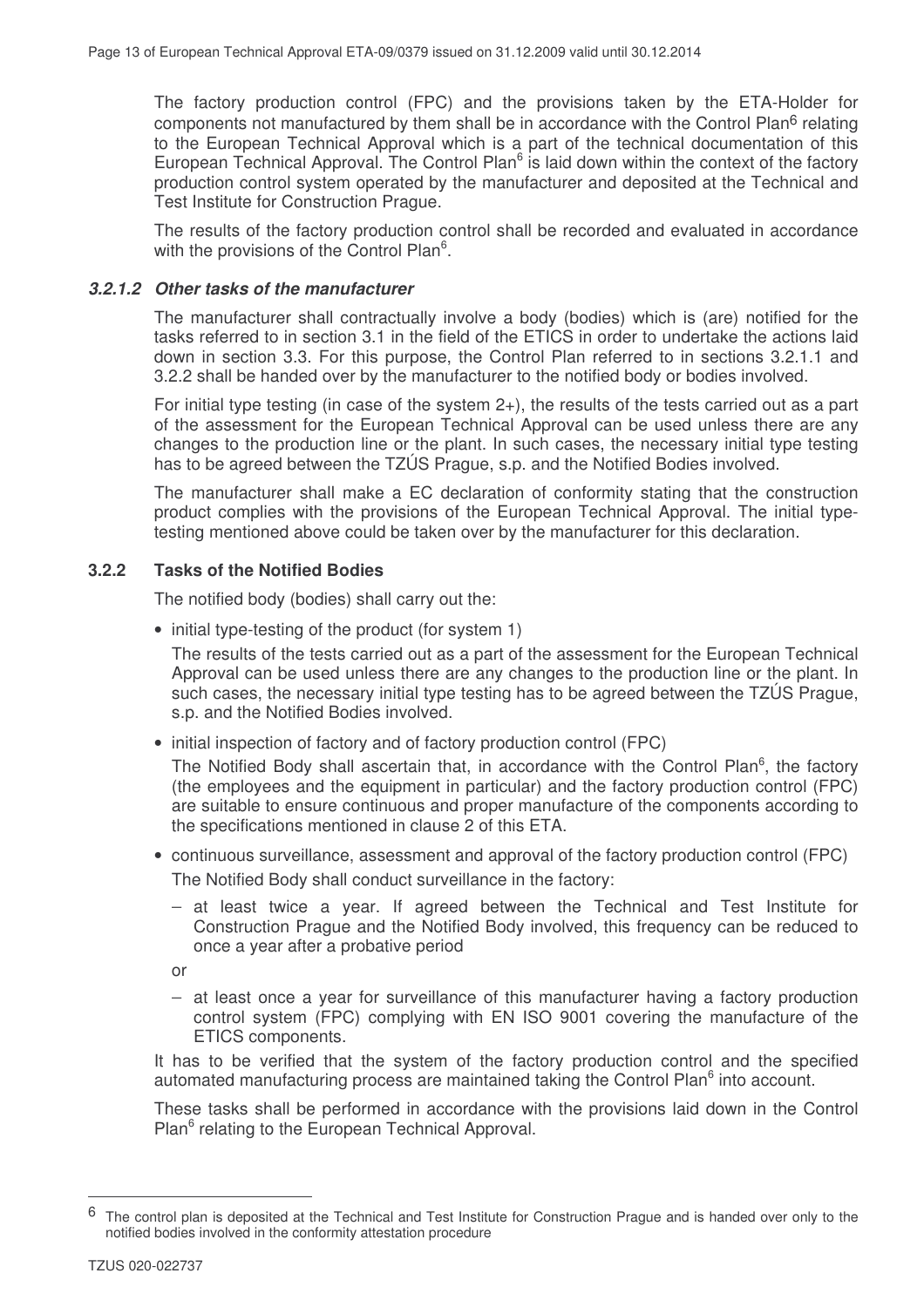The factory production control (FPC) and the provisions taken by the ETA-Holder for components not manufactured by them shall be in accordance with the Control Plan[6] relating to the European Technical Approval which is a part of the technical documentation of this European Technical Approval. The Control Plan[6] is laid down within the context of the factory production control system operated by the manufacturer and deposited at the Technical and Test Institute for Construction Prague.

The results of the factory production control shall be recorded and evaluated in accordance with the provisions of the Control Plan[6].

#### *3.2.1.2 Other tasks of the manufacturer*

The manufacturer shall contractually involve a body (bodies) which is (are) notified for the tasks referred to in section 3.1 in the field of the ETICS in order to undertake the actions laid down in section 3.3. For this purpose, the Control Plan referred to in sections 3.2.1.1 and 3.2.2 shall be handed over by the manufacturer to the notified body or bodies involved.

For initial type testing (in case of the system 2+), the results of the tests carried out as a part of the assessment for the European Technical Approval can be used unless there are any changes to the production line or the plant. In such cases, the necessary initial type testing has to be agreed between the TZÚS Prague, s.p. and the Notified Bodies involved.

The manufacturer shall make a EC declaration of conformity stating that the construction product complies with the provisions of the European Technical Approval. The initial type-testing mentioned above could be taken over by the manufacturer for this declaration.

### 3.2.2 Tasks of the Notified Bodies

The notified body (bodies) shall carry out the:

- initial type-testing of the product (for system 1)

  The results of the tests carried out as a part of the assessment for the European Technical Approval can be used unless there are any changes to the production line or the plant. In such cases, the necessary initial type testing has to be agreed between the TZÚS Prague, s.p. and the Notified Bodies involved.

- initial inspection of factory and of factory production control (FPC)

  The Notified Body shall ascertain that, in accordance with the Control Plan[6], the factory (the employees and the equipment in particular) and the factory production control (FPC) are suitable to ensure continuous and proper manufacture of the components according to the specifications mentioned in clause 2 of this ETA.

- continuous surveillance, assessment and approval of the factory production control (FPC)

  The Notified Body shall conduct surveillance in the factory:

  - at least twice a year. If agreed between the Technical and Test Institute for Construction Prague and the Notified Body involved, this frequency can be reduced to once a year after a probative period

  or

  - at least once a year for surveillance of this manufacturer having a factory production control system (FPC) complying with EN ISO 9001 covering the manufacture of the ETICS components.

It has to be verified that the system of the factory production control and the specified automated manufacturing process are maintained taking the Control Plan[6] into account.

These tasks shall be performed in accordance with the provisions laid down in the Control Plan[6] relating to the European Technical Approval.

---

[6] The control plan is deposited at the Technical and Test Institute for Construction Prague and is handed over only to the notified bodies involved in the conformity attestation procedure

TZUS 020-022737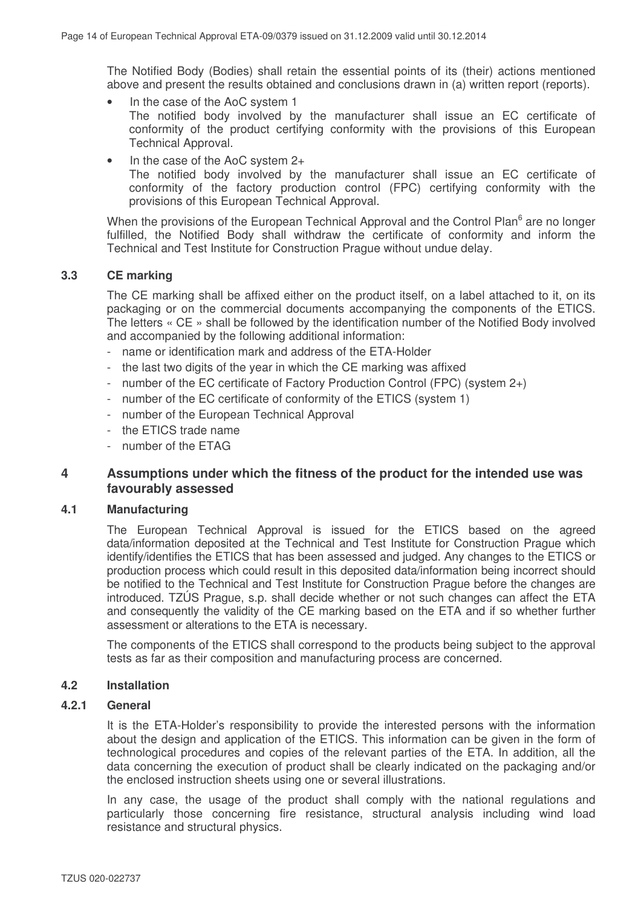The Notified Body (Bodies) shall retain the essential points of its (their) actions mentioned above and present the results obtained and conclusions drawn in (a) written report (reports).

- In the case of the AoC system 1
  The notified body involved by the manufacturer shall issue an EC certificate of conformity of the product certifying conformity with the provisions of this European Technical Approval.
- In the case of the AoC system 2+
  The notified body involved by the manufacturer shall issue an EC certificate of conformity of the factory production control (FPC) certifying conformity with the provisions of this European Technical Approval.

When the provisions of the European Technical Approval and the Control Plan[6] are no longer fulfilled, the Notified Body shall withdraw the certificate of conformity and inform the Technical and Test Institute for Construction Prague without undue delay.

### 3.3 CE marking

The CE marking shall be affixed either on the product itself, on a label attached to it, on its packaging or on the commercial documents accompanying the components of the ETICS. The letters « CE » shall be followed by the identification number of the Notified Body involved and accompanied by the following additional information:

- name or identification mark and address of the ETA-Holder
- the last two digits of the year in which the CE marking was affixed
- number of the EC certificate of Factory Production Control (FPC) (system 2+)
- number of the EC certificate of conformity of the ETICS (system 1)
- number of the European Technical Approval
- the ETICS trade name
- number of the ETAG

## 4 Assumptions under which the fitness of the product for the intended use was favourably assessed

### 4.1 Manufacturing

The European Technical Approval is issued for the ETICS based on the agreed data/information deposited at the Technical and Test Institute for Construction Prague which identify/identifies the ETICS that has been assessed and judged. Any changes to the ETICS or production process which could result in this deposited data/information being incorrect should be notified to the Technical and Test Institute for Construction Prague before the changes are introduced. TZÚS Prague, s.p. shall decide whether or not such changes can affect the ETA and consequently the validity of the CE marking based on the ETA and if so whether further assessment or alterations to the ETA is necessary.

The components of the ETICS shall correspond to the products being subject to the approval tests as far as their composition and manufacturing process are concerned.

### 4.2 Installation

#### 4.2.1 General

It is the ETA-Holder's responsibility to provide the interested persons with the information about the design and application of the ETICS. This information can be given in the form of technological procedures and copies of the relevant parties of the ETA. In addition, all the data concerning the execution of product shall be clearly indicated on the packaging and/or the enclosed instruction sheets using one or several illustrations.

In any case, the usage of the product shall comply with the national regulations and particularly those concerning fire resistance, structural analysis including wind load resistance and structural physics.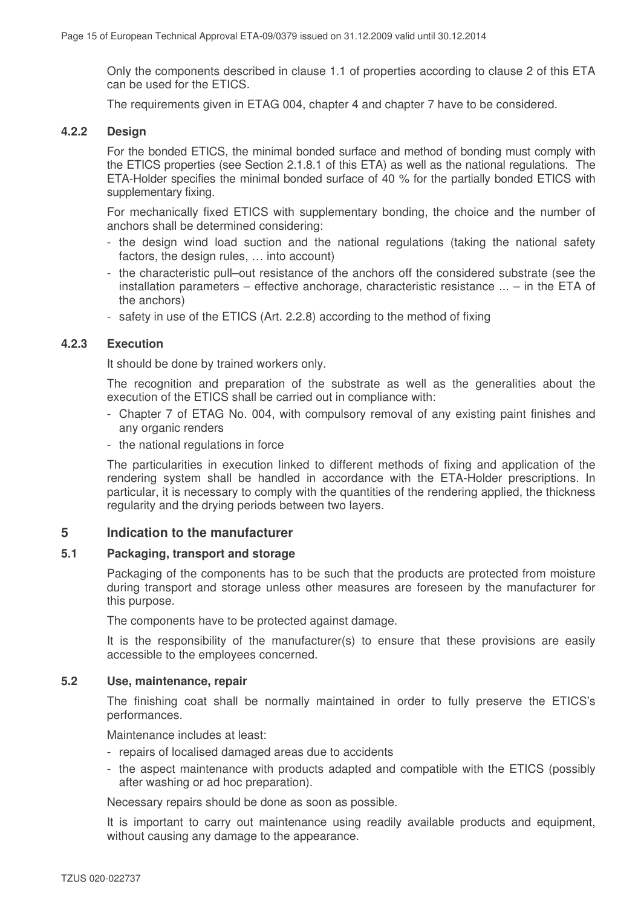Only the components described in clause 1.1 of properties according to clause 2 of this ETA can be used for the ETICS.

The requirements given in ETAG 004, chapter 4 and chapter 7 have to be considered.

### 4.2.2 Design

For the bonded ETICS, the minimal bonded surface and method of bonding must comply with the ETICS properties (see Section 2.1.8.1 of this ETA) as well as the national regulations. The ETA-Holder specifies the minimal bonded surface of 40 % for the partially bonded ETICS with supplementary fixing.

For mechanically fixed ETICS with supplementary bonding, the choice and the number of anchors shall be determined considering:

- the design wind load suction and the national regulations (taking the national safety factors, the design rules, … into account)
- the characteristic pull–out resistance of the anchors off the considered substrate (see the installation parameters – effective anchorage, characteristic resistance ... – in the ETA of the anchors)
- safety in use of the ETICS (Art. 2.2.8) according to the method of fixing

### 4.2.3 Execution

It should be done by trained workers only.

The recognition and preparation of the substrate as well as the generalities about the execution of the ETICS shall be carried out in compliance with:

- Chapter 7 of ETAG No. 004, with compulsory removal of any existing paint finishes and any organic renders
- the national regulations in force

The particularities in execution linked to different methods of fixing and application of the rendering system shall be handled in accordance with the ETA-Holder prescriptions. In particular, it is necessary to comply with the quantities of the rendering applied, the thickness regularity and the drying periods between two layers.

## 5 Indication to the manufacturer

### 5.1 Packaging, transport and storage

Packaging of the components has to be such that the products are protected from moisture during transport and storage unless other measures are foreseen by the manufacturer for this purpose.

The components have to be protected against damage.

It is the responsibility of the manufacturer(s) to ensure that these provisions are easily accessible to the employees concerned.

### 5.2 Use, maintenance, repair

The finishing coat shall be normally maintained in order to fully preserve the ETICS's performances.

Maintenance includes at least:

- repairs of localised damaged areas due to accidents
- the aspect maintenance with products adapted and compatible with the ETICS (possibly after washing or ad hoc preparation).

Necessary repairs should be done as soon as possible.

It is important to carry out maintenance using readily available products and equipment, without causing any damage to the appearance.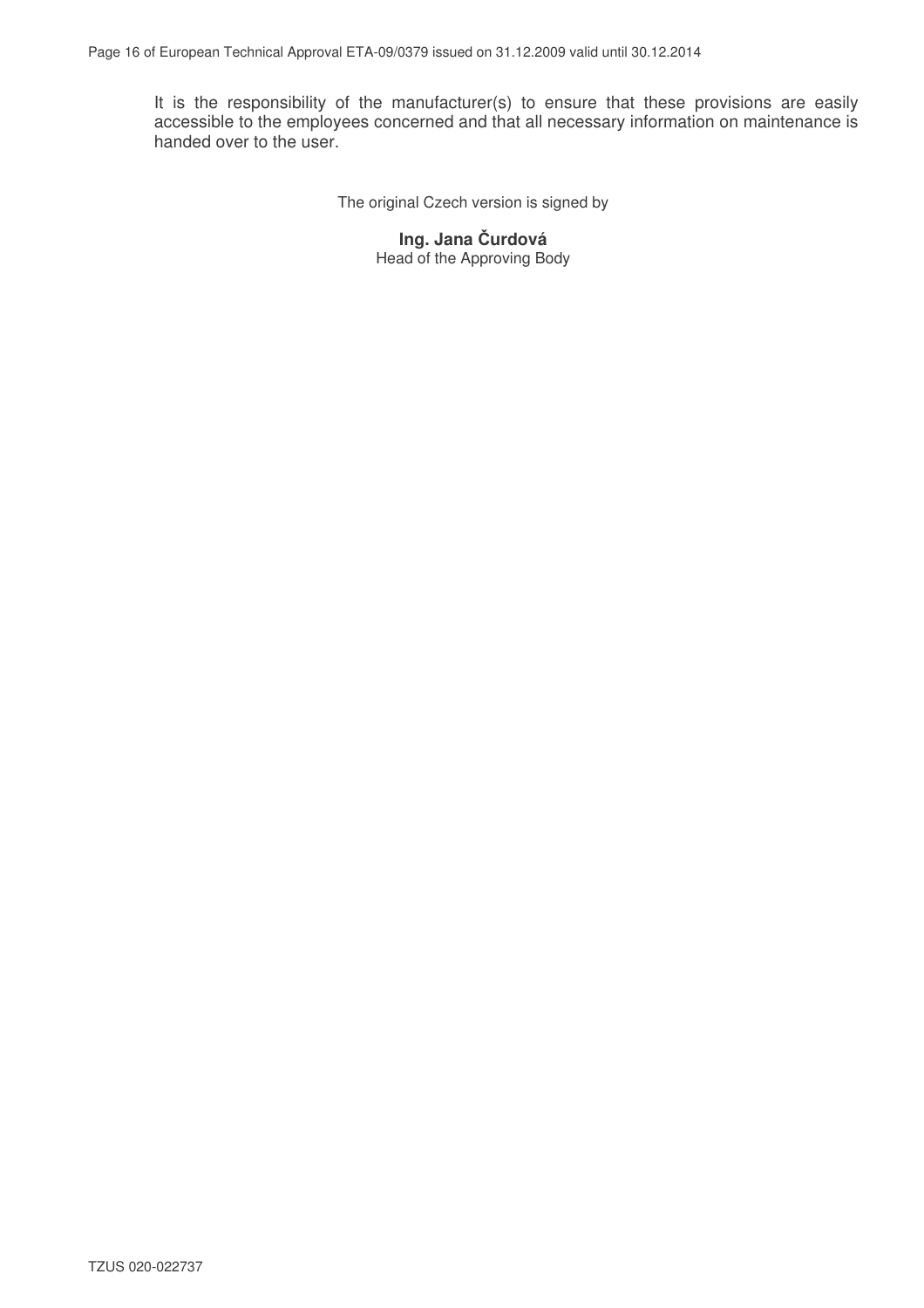It is the responsibility of the manufacturer(s) to ensure that these provisions are easily accessible to the employees concerned and that all necessary information on maintenance is handed over to the user.

The original Czech version is signed by

**Ing. Jana Čurdová**
Head of the Approving Body

TZUS 020-022737